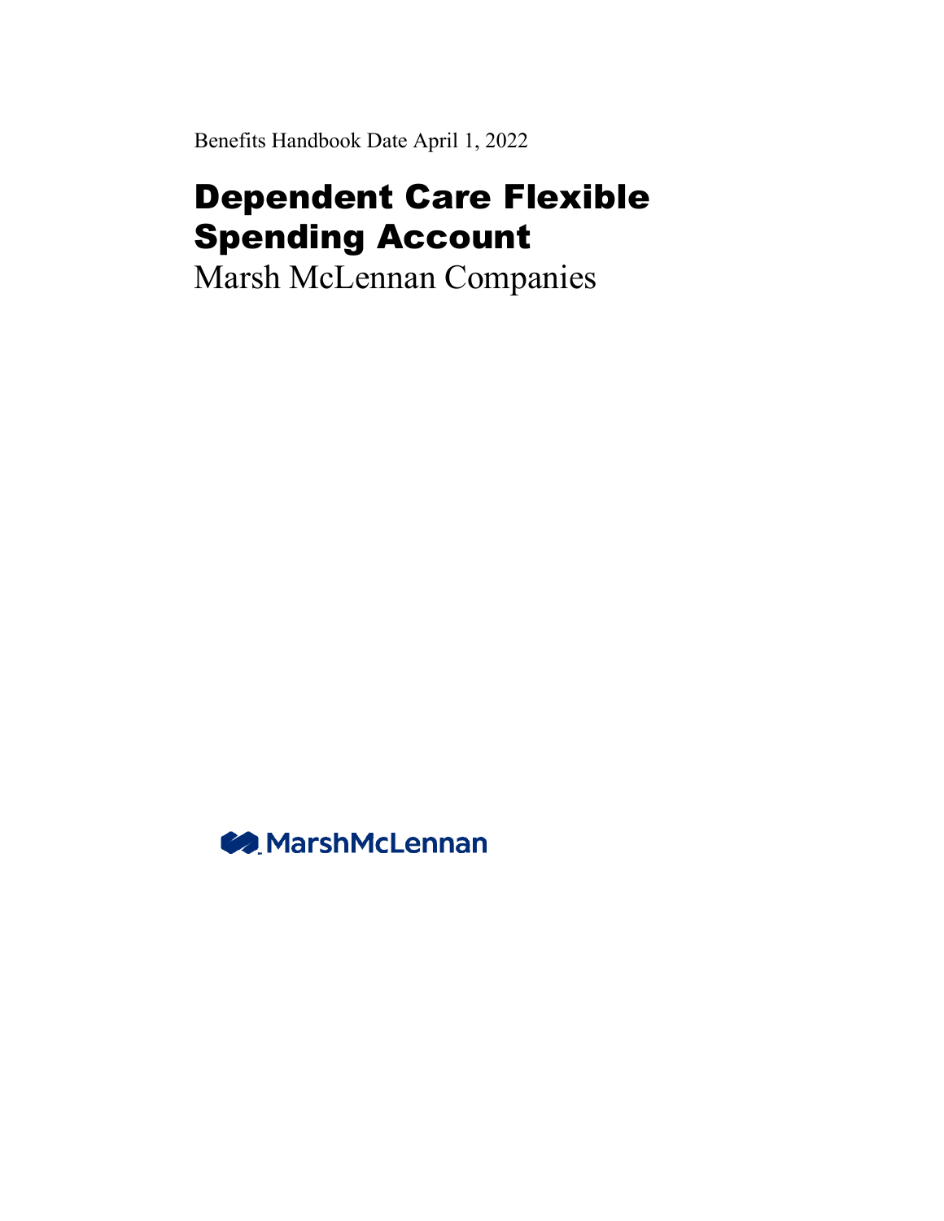Benefits Handbook Date April 1, 2022

# Dependent Care Flexible Spending Account

Marsh McLennan Companies

MarshMcLennan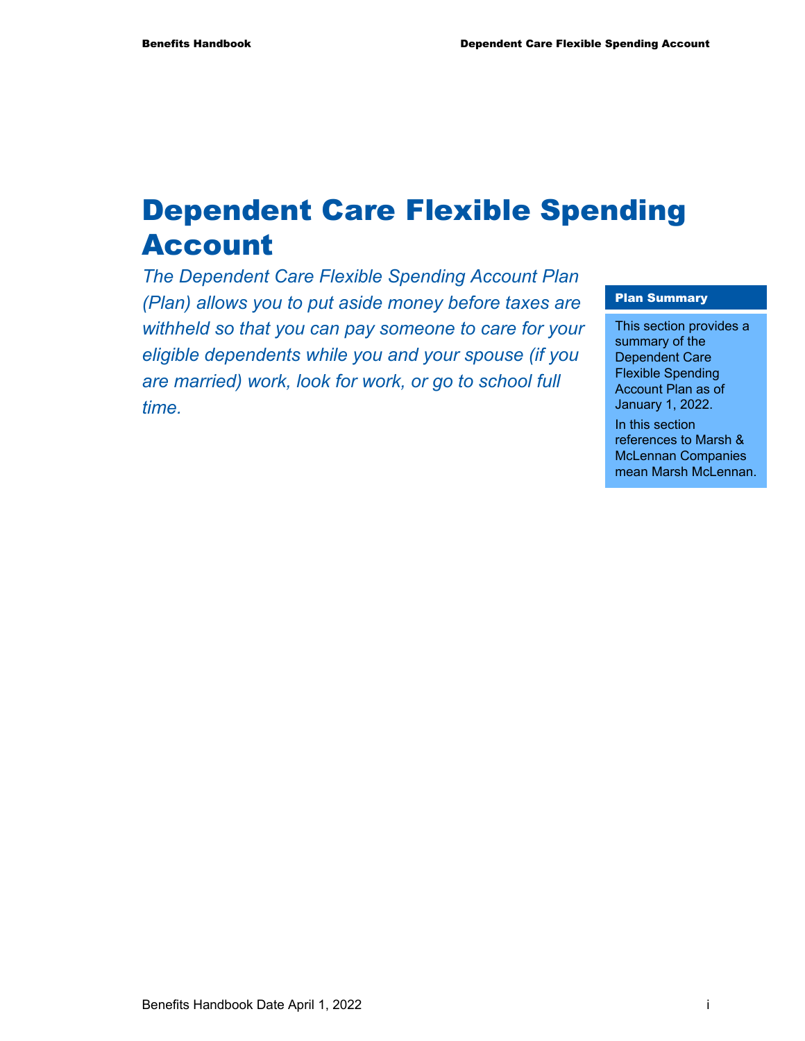# Dependent Care Flexible Spending Account

*The Dependent Care Flexible Spending Account Plan (Plan) allows you to put aside money before taxes are withheld so that you can pay someone to care for your eligible dependents while you and your spouse (if you are married) work, look for work, or go to school full time.*

**Plan Summary**

This section provides a summary of the Dependent Care Flexible Spending Account Plan as of January 1, 2022.

In this section references to Marsh & McLennan Companies mean Marsh McLennan.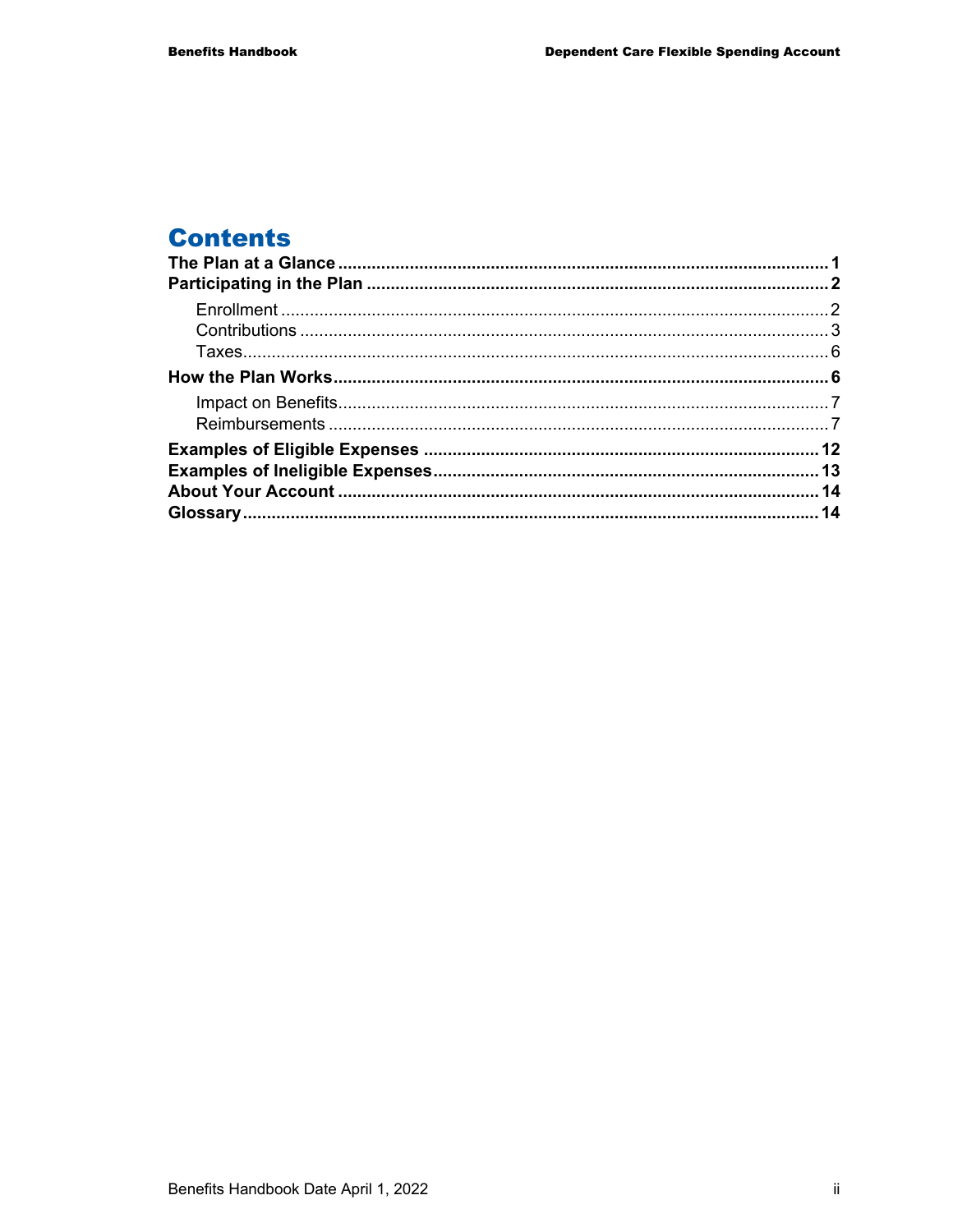# Contents

**The Plan at a Glance** .......... **1**

**Participating in the Plan** .......... **2**

- Enrollment .......... 2
- Contributions .......... 3
- Taxes .......... 6

**How the Plan Works** .......... **6**

- Impact on Benefits .......... 7
- Reimbursements .......... 7

**Examples of Eligible Expenses** .......... **12**

**Examples of Ineligible Expenses** .......... **13**

**About Your Account** .......... **14**

**Glossary** .......... **14**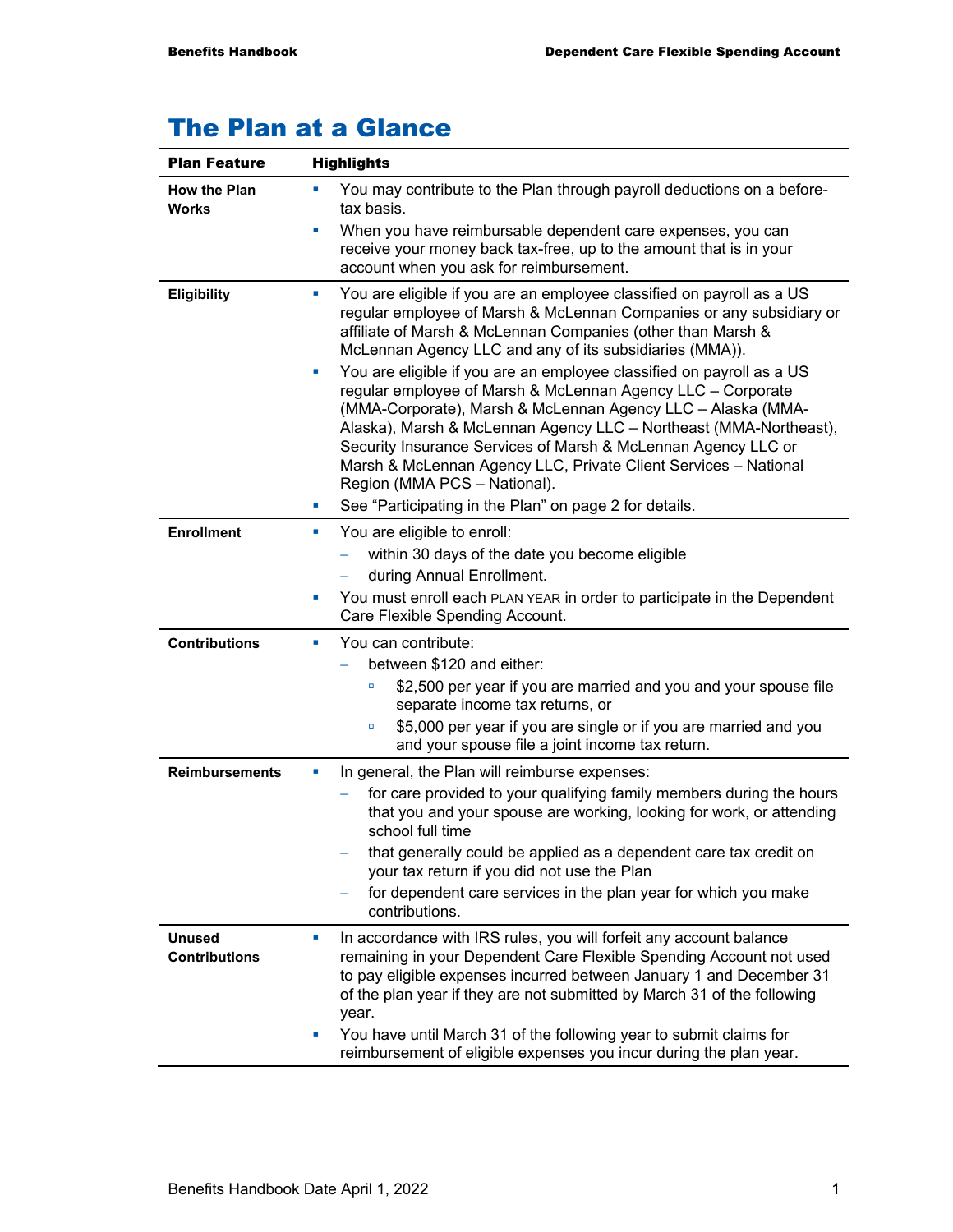# The Plan at a Glance

| Plan Feature | Highlights |
|---|---|
| **How the Plan Works** | ▪ You may contribute to the Plan through payroll deductions on a before-tax basis.<br>▪ When you have reimbursable dependent care expenses, you can receive your money back tax-free, up to the amount that is in your account when you ask for reimbursement. |
| **Eligibility** | ▪ You are eligible if you are an employee classified on payroll as a US regular employee of Marsh & McLennan Companies or any subsidiary or affiliate of Marsh & McLennan Companies (other than Marsh & McLennan Agency LLC and any of its subsidiaries (MMA)).<br>▪ You are eligible if you are an employee classified on payroll as a US regular employee of Marsh & McLennan Agency LLC – Corporate (MMA-Corporate), Marsh & McLennan Agency LLC – Alaska (MMA-Alaska), Marsh & McLennan Agency LLC – Northeast (MMA-Northeast), Security Insurance Services of Marsh & McLennan Agency LLC or Marsh & McLennan Agency LLC, Private Client Services – National Region (MMA PCS – National).<br>▪ See "Participating in the Plan" on page 2 for details. |
| **Enrollment** | ▪ You are eligible to enroll:<br>– within 30 days of the date you become eligible<br>– during Annual Enrollment.<br>▪ You must enroll each PLAN YEAR in order to participate in the Dependent Care Flexible Spending Account. |
| **Contributions** | ▪ You can contribute:<br>– between $120 and either:<br>▫ $2,500 per year if you are married and you and your spouse file separate income tax returns, or<br>▫ $5,000 per year if you are single or if you are married and you and your spouse file a joint income tax return. |
| **Reimbursements** | ▪ In general, the Plan will reimburse expenses:<br>– for care provided to your qualifying family members during the hours that you and your spouse are working, looking for work, or attending school full time<br>– that generally could be applied as a dependent care tax credit on your tax return if you did not use the Plan<br>– for dependent care services in the plan year for which you make contributions. |
| **Unused Contributions** | ▪ In accordance with IRS rules, you will forfeit any account balance remaining in your Dependent Care Flexible Spending Account not used to pay eligible expenses incurred between January 1 and December 31 of the plan year if they are not submitted by March 31 of the following year.<br>▪ You have until March 31 of the following year to submit claims for reimbursement of eligible expenses you incur during the plan year. |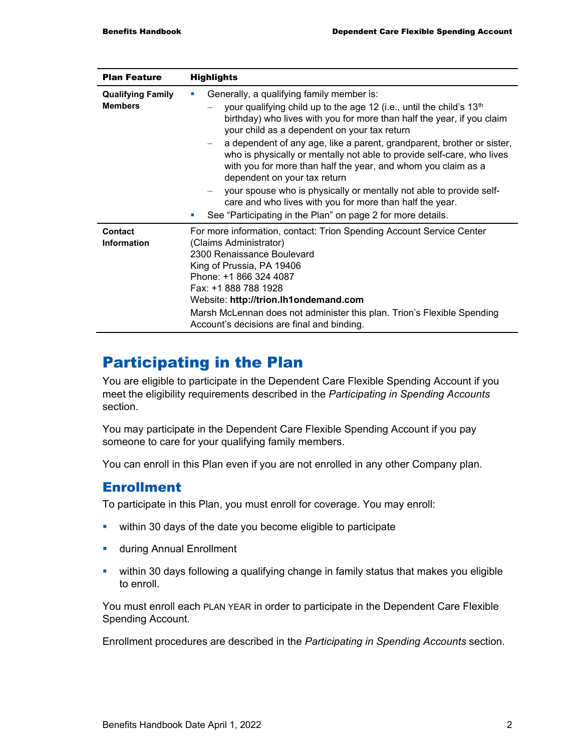| Plan Feature | Highlights |
|---|---|
| **Qualifying Family Members** | ▪ Generally, a qualifying family member is:<br>– your qualifying child up to the age 12 (i.e., until the child's 13th birthday) who lives with you for more than half the year, if you claim your child as a dependent on your tax return<br>– a dependent of any age, like a parent, grandparent, brother or sister, who is physically or mentally not able to provide self-care, who lives with you for more than half the year, and whom you claim as a dependent on your tax return<br>– your spouse who is physically or mentally not able to provide self-care and who lives with you for more than half the year.<br>▪ See "Participating in the Plan" on page 2 for more details. |
| **Contact Information** | For more information, contact: Trion Spending Account Service Center (Claims Administrator)<br>2300 Renaissance Boulevard<br>King of Prussia, PA 19406<br>Phone: +1 866 324 4087<br>Fax: +1 888 788 1928<br>Website: **http://trion.lh1ondemand.com**<br>Marsh McLennan does not administer this plan. Trion's Flexible Spending Account's decisions are final and binding. |

# Participating in the Plan

You are eligible to participate in the Dependent Care Flexible Spending Account if you meet the eligibility requirements described in the *Participating in Spending Accounts* section.

You may participate in the Dependent Care Flexible Spending Account if you pay someone to care for your qualifying family members.

You can enroll in this Plan even if you are not enrolled in any other Company plan.

## Enrollment

To participate in this Plan, you must enroll for coverage. You may enroll:

- within 30 days of the date you become eligible to participate
- during Annual Enrollment
- within 30 days following a qualifying change in family status that makes you eligible to enroll.

You must enroll each PLAN YEAR in order to participate in the Dependent Care Flexible Spending Account.

Enrollment procedures are described in the *Participating in Spending Accounts* section.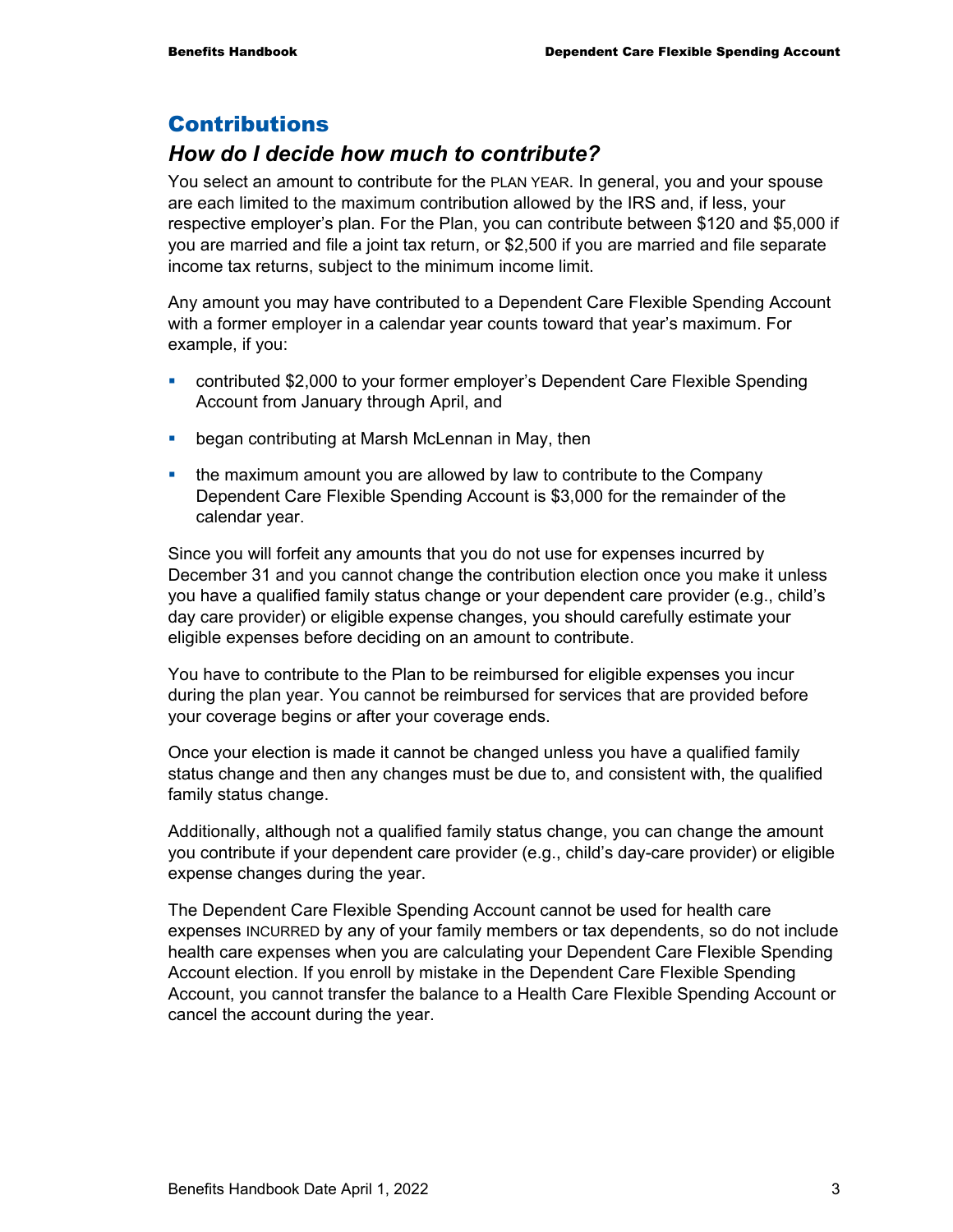## Contributions

### *How do I decide how much to contribute?*

You select an amount to contribute for the PLAN YEAR. In general, you and your spouse are each limited to the maximum contribution allowed by the IRS and, if less, your respective employer's plan. For the Plan, you can contribute between $120 and $5,000 if you are married and file a joint tax return, or $2,500 if you are married and file separate income tax returns, subject to the minimum income limit.

Any amount you may have contributed to a Dependent Care Flexible Spending Account with a former employer in a calendar year counts toward that year's maximum. For example, if you:

- contributed $2,000 to your former employer's Dependent Care Flexible Spending Account from January through April, and
- began contributing at Marsh McLennan in May, then
- the maximum amount you are allowed by law to contribute to the Company Dependent Care Flexible Spending Account is $3,000 for the remainder of the calendar year.

Since you will forfeit any amounts that you do not use for expenses incurred by December 31 and you cannot change the contribution election once you make it unless you have a qualified family status change or your dependent care provider (e.g., child's day care provider) or eligible expense changes, you should carefully estimate your eligible expenses before deciding on an amount to contribute.

You have to contribute to the Plan to be reimbursed for eligible expenses you incur during the plan year. You cannot be reimbursed for services that are provided before your coverage begins or after your coverage ends.

Once your election is made it cannot be changed unless you have a qualified family status change and then any changes must be due to, and consistent with, the qualified family status change.

Additionally, although not a qualified family status change, you can change the amount you contribute if your dependent care provider (e.g., child's day-care provider) or eligible expense changes during the year.

The Dependent Care Flexible Spending Account cannot be used for health care expenses INCURRED by any of your family members or tax dependents, so do not include health care expenses when you are calculating your Dependent Care Flexible Spending Account election. If you enroll by mistake in the Dependent Care Flexible Spending Account, you cannot transfer the balance to a Health Care Flexible Spending Account or cancel the account during the year.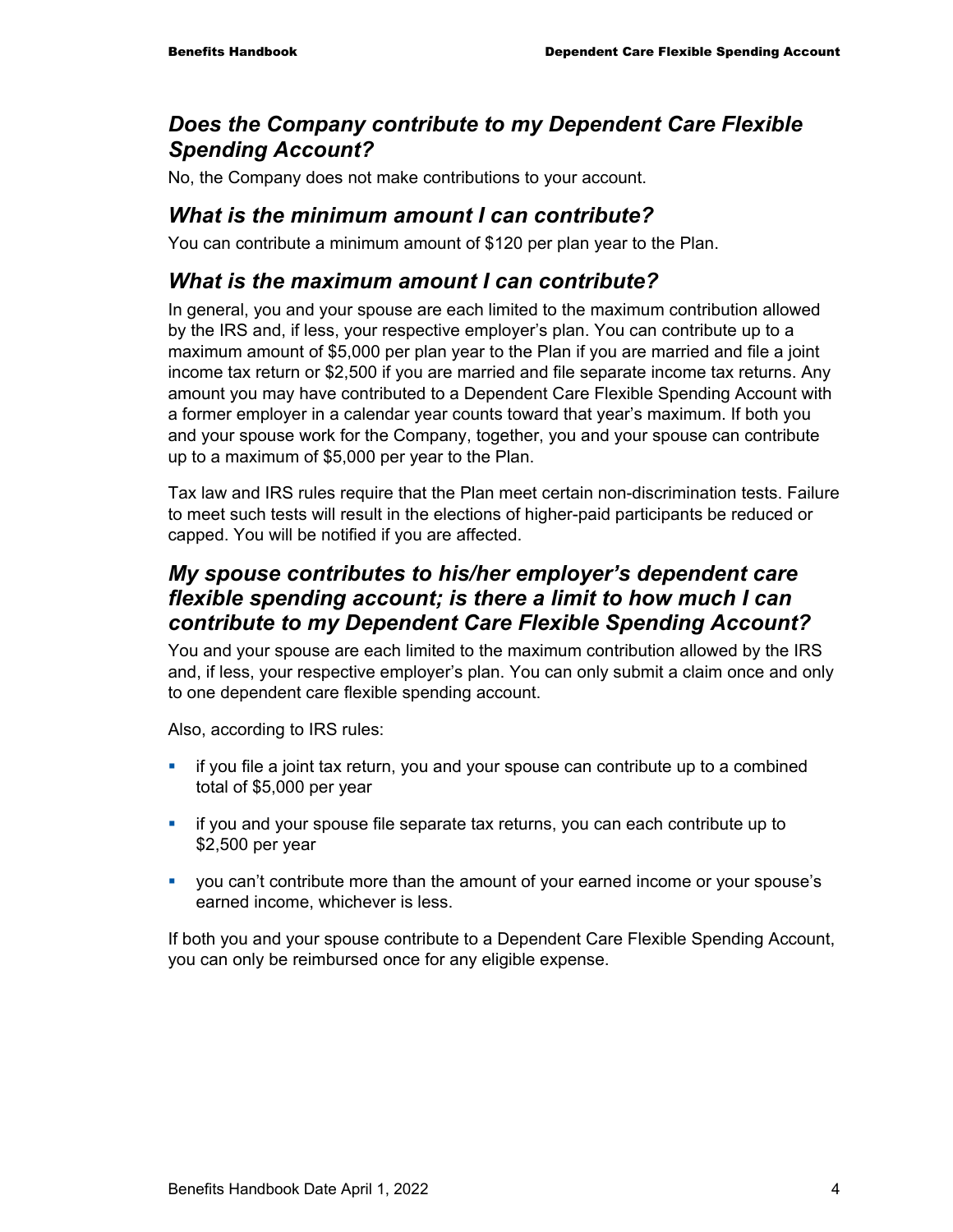## *Does the Company contribute to my Dependent Care Flexible Spending Account?*

No, the Company does not make contributions to your account.

## *What is the minimum amount I can contribute?*

You can contribute a minimum amount of $120 per plan year to the Plan.

## *What is the maximum amount I can contribute?*

In general, you and your spouse are each limited to the maximum contribution allowed by the IRS and, if less, your respective employer's plan. You can contribute up to a maximum amount of $5,000 per plan year to the Plan if you are married and file a joint income tax return or $2,500 if you are married and file separate income tax returns. Any amount you may have contributed to a Dependent Care Flexible Spending Account with a former employer in a calendar year counts toward that year's maximum. If both you and your spouse work for the Company, together, you and your spouse can contribute up to a maximum of $5,000 per year to the Plan.

Tax law and IRS rules require that the Plan meet certain non-discrimination tests. Failure to meet such tests will result in the elections of higher-paid participants be reduced or capped. You will be notified if you are affected.

## *My spouse contributes to his/her employer's dependent care flexible spending account; is there a limit to how much I can contribute to my Dependent Care Flexible Spending Account?*

You and your spouse are each limited to the maximum contribution allowed by the IRS and, if less, your respective employer's plan. You can only submit a claim once and only to one dependent care flexible spending account.

Also, according to IRS rules:

- if you file a joint tax return, you and your spouse can contribute up to a combined total of $5,000 per year
- if you and your spouse file separate tax returns, you can each contribute up to $2,500 per year
- you can't contribute more than the amount of your earned income or your spouse's earned income, whichever is less.

If both you and your spouse contribute to a Dependent Care Flexible Spending Account, you can only be reimbursed once for any eligible expense.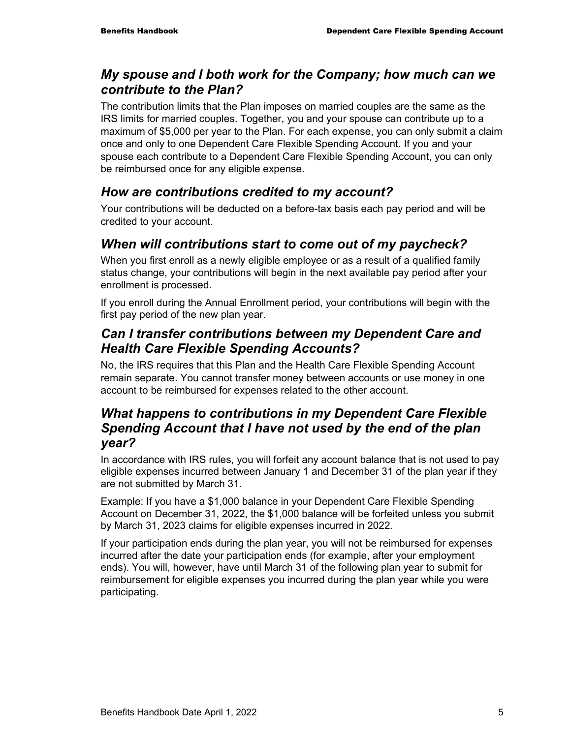### *My spouse and I both work for the Company; how much can we contribute to the Plan?*

The contribution limits that the Plan imposes on married couples are the same as the IRS limits for married couples. Together, you and your spouse can contribute up to a maximum of $5,000 per year to the Plan. For each expense, you can only submit a claim once and only to one Dependent Care Flexible Spending Account. If you and your spouse each contribute to a Dependent Care Flexible Spending Account, you can only be reimbursed once for any eligible expense.

### *How are contributions credited to my account?*

Your contributions will be deducted on a before-tax basis each pay period and will be credited to your account.

### *When will contributions start to come out of my paycheck?*

When you first enroll as a newly eligible employee or as a result of a qualified family status change, your contributions will begin in the next available pay period after your enrollment is processed.

If you enroll during the Annual Enrollment period, your contributions will begin with the first pay period of the new plan year.

### *Can I transfer contributions between my Dependent Care and Health Care Flexible Spending Accounts?*

No, the IRS requires that this Plan and the Health Care Flexible Spending Account remain separate. You cannot transfer money between accounts or use money in one account to be reimbursed for expenses related to the other account.

### *What happens to contributions in my Dependent Care Flexible Spending Account that I have not used by the end of the plan year?*

In accordance with IRS rules, you will forfeit any account balance that is not used to pay eligible expenses incurred between January 1 and December 31 of the plan year if they are not submitted by March 31.

Example: If you have a $1,000 balance in your Dependent Care Flexible Spending Account on December 31, 2022, the $1,000 balance will be forfeited unless you submit by March 31, 2023 claims for eligible expenses incurred in 2022.

If your participation ends during the plan year, you will not be reimbursed for expenses incurred after the date your participation ends (for example, after your employment ends). You will, however, have until March 31 of the following plan year to submit for reimbursement for eligible expenses you incurred during the plan year while you were participating.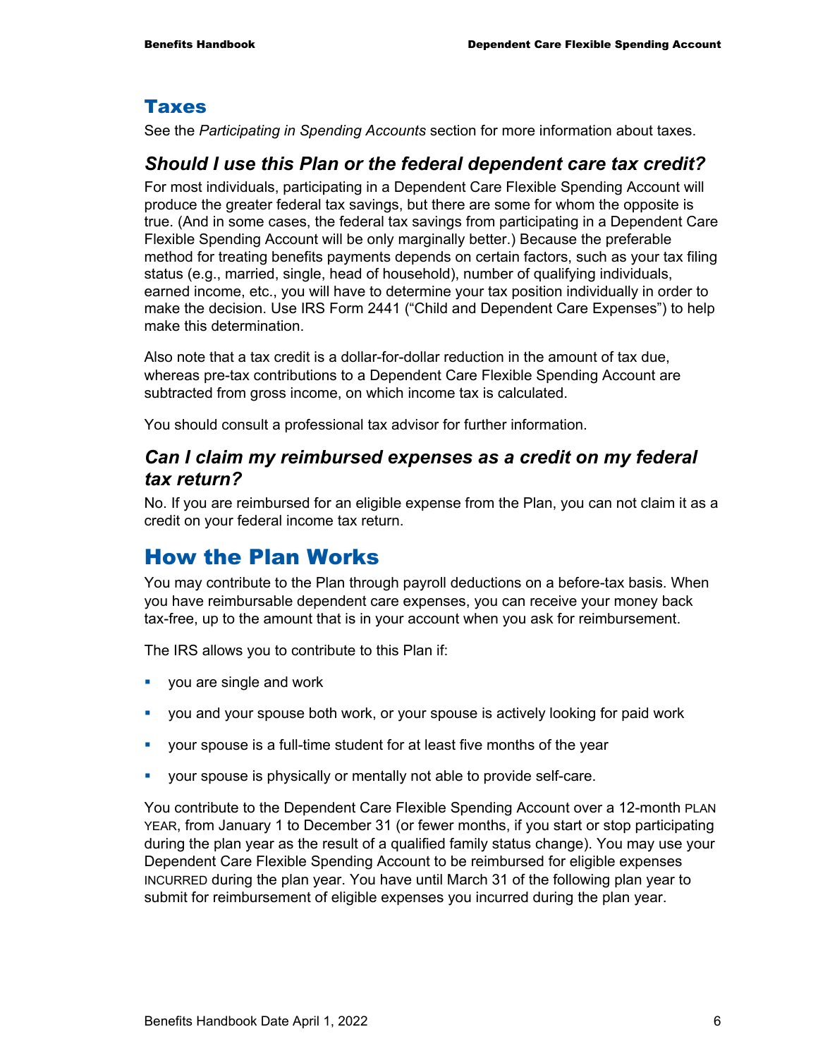## Taxes

See the *Participating in Spending Accounts* section for more information about taxes.

### *Should I use this Plan or the federal dependent care tax credit?*

For most individuals, participating in a Dependent Care Flexible Spending Account will produce the greater federal tax savings, but there are some for whom the opposite is true. (And in some cases, the federal tax savings from participating in a Dependent Care Flexible Spending Account will be only marginally better.) Because the preferable method for treating benefits payments depends on certain factors, such as your tax filing status (e.g., married, single, head of household), number of qualifying individuals, earned income, etc., you will have to determine your tax position individually in order to make the decision. Use IRS Form 2441 ("Child and Dependent Care Expenses") to help make this determination.

Also note that a tax credit is a dollar-for-dollar reduction in the amount of tax due, whereas pre-tax contributions to a Dependent Care Flexible Spending Account are subtracted from gross income, on which income tax is calculated.

You should consult a professional tax advisor for further information.

### *Can I claim my reimbursed expenses as a credit on my federal tax return?*

No. If you are reimbursed for an eligible expense from the Plan, you can not claim it as a credit on your federal income tax return.

# How the Plan Works

You may contribute to the Plan through payroll deductions on a before-tax basis. When you have reimbursable dependent care expenses, you can receive your money back tax-free, up to the amount that is in your account when you ask for reimbursement.

The IRS allows you to contribute to this Plan if:

- you are single and work
- you and your spouse both work, or your spouse is actively looking for paid work
- your spouse is a full-time student for at least five months of the year
- your spouse is physically or mentally not able to provide self-care.

You contribute to the Dependent Care Flexible Spending Account over a 12-month PLAN YEAR, from January 1 to December 31 (or fewer months, if you start or stop participating during the plan year as the result of a qualified family status change). You may use your Dependent Care Flexible Spending Account to be reimbursed for eligible expenses INCURRED during the plan year. You have until March 31 of the following plan year to submit for reimbursement of eligible expenses you incurred during the plan year.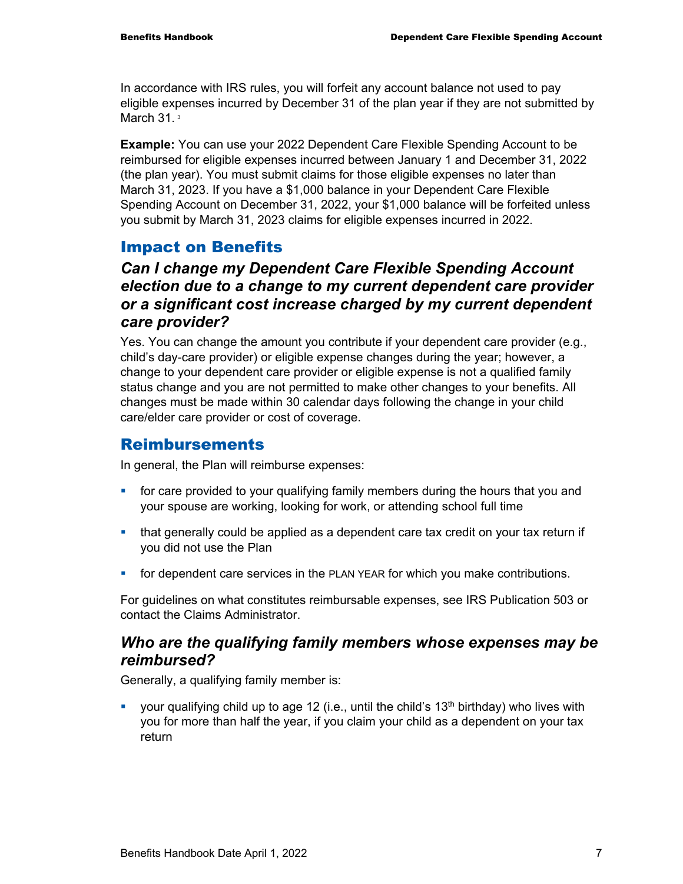In accordance with IRS rules, you will forfeit any account balance not used to pay eligible expenses incurred by December 31 of the plan year if they are not submitted by March 31. [3]

**Example:** You can use your 2022 Dependent Care Flexible Spending Account to be reimbursed for eligible expenses incurred between January 1 and December 31, 2022 (the plan year). You must submit claims for those eligible expenses no later than March 31, 2023. If you have a $1,000 balance in your Dependent Care Flexible Spending Account on December 31, 2022, your $1,000 balance will be forfeited unless you submit by March 31, 2023 claims for eligible expenses incurred in 2022.

## Impact on Benefits

### *Can I change my Dependent Care Flexible Spending Account election due to a change to my current dependent care provider or a significant cost increase charged by my current dependent care provider?*

Yes. You can change the amount you contribute if your dependent care provider (e.g., child's day-care provider) or eligible expense changes during the year; however, a change to your dependent care provider or eligible expense is not a qualified family status change and you are not permitted to make other changes to your benefits. All changes must be made within 30 calendar days following the change in your child care/elder care provider or cost of coverage.

## Reimbursements

In general, the Plan will reimburse expenses:

- for care provided to your qualifying family members during the hours that you and your spouse are working, looking for work, or attending school full time
- that generally could be applied as a dependent care tax credit on your tax return if you did not use the Plan
- for dependent care services in the PLAN YEAR for which you make contributions.

For guidelines on what constitutes reimbursable expenses, see IRS Publication 503 or contact the Claims Administrator.

### *Who are the qualifying family members whose expenses may be reimbursed?*

Generally, a qualifying family member is:

- your qualifying child up to age 12 (i.e., until the child's 13th birthday) who lives with you for more than half the year, if you claim your child as a dependent on your tax return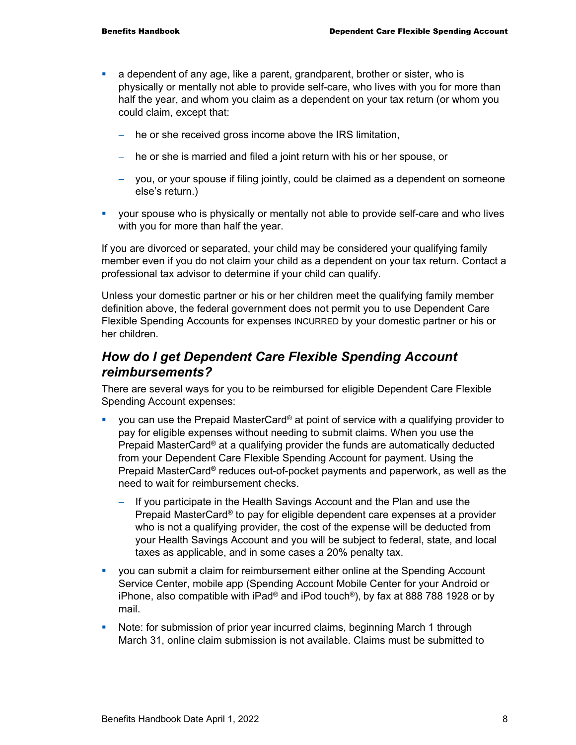- a dependent of any age, like a parent, grandparent, brother or sister, who is physically or mentally not able to provide self-care, who lives with you for more than half the year, and whom you claim as a dependent on your tax return (or whom you could claim, except that:
  - he or she received gross income above the IRS limitation,
  - he or she is married and filed a joint return with his or her spouse, or
  - you, or your spouse if filing jointly, could be claimed as a dependent on someone else's return.)
- your spouse who is physically or mentally not able to provide self-care and who lives with you for more than half the year.

If you are divorced or separated, your child may be considered your qualifying family member even if you do not claim your child as a dependent on your tax return. Contact a professional tax advisor to determine if your child can qualify.

Unless your domestic partner or his or her children meet the qualifying family member definition above, the federal government does not permit you to use Dependent Care Flexible Spending Accounts for expenses INCURRED by your domestic partner or his or her children.

## *How do I get Dependent Care Flexible Spending Account reimbursements?*

There are several ways for you to be reimbursed for eligible Dependent Care Flexible Spending Account expenses:

- you can use the Prepaid MasterCard® at point of service with a qualifying provider to pay for eligible expenses without needing to submit claims. When you use the Prepaid MasterCard® at a qualifying provider the funds are automatically deducted from your Dependent Care Flexible Spending Account for payment. Using the Prepaid MasterCard® reduces out-of-pocket payments and paperwork, as well as the need to wait for reimbursement checks.
  - If you participate in the Health Savings Account and the Plan and use the Prepaid MasterCard® to pay for eligible dependent care expenses at a provider who is not a qualifying provider, the cost of the expense will be deducted from your Health Savings Account and you will be subject to federal, state, and local taxes as applicable, and in some cases a 20% penalty tax.
- you can submit a claim for reimbursement either online at the Spending Account Service Center, mobile app (Spending Account Mobile Center for your Android or iPhone, also compatible with iPad® and iPod touch®), by fax at 888 788 1928 or by mail.
- Note: for submission of prior year incurred claims, beginning March 1 through March 31, online claim submission is not available. Claims must be submitted to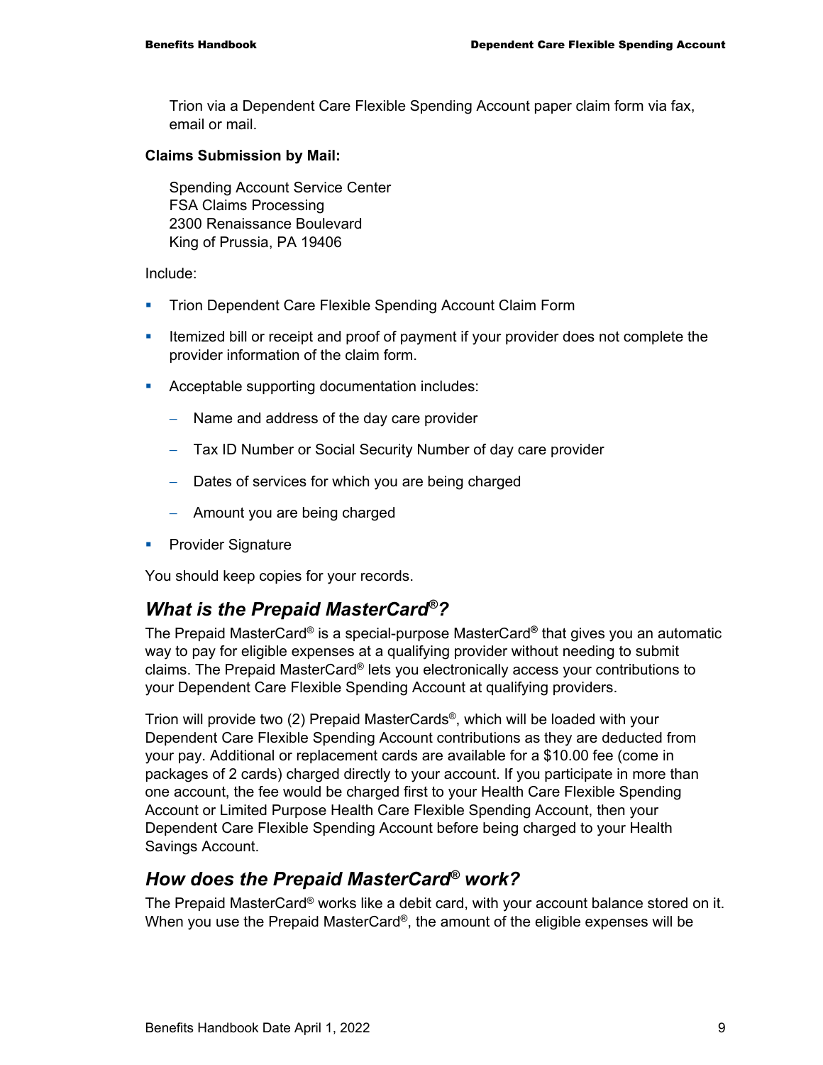Trion via a Dependent Care Flexible Spending Account paper claim form via fax, email or mail.

**Claims Submission by Mail:**

Spending Account Service Center
FSA Claims Processing
2300 Renaissance Boulevard
King of Prussia, PA 19406

Include:

- Trion Dependent Care Flexible Spending Account Claim Form
- Itemized bill or receipt and proof of payment if your provider does not complete the provider information of the claim form.
- Acceptable supporting documentation includes:
  - Name and address of the day care provider
  - Tax ID Number or Social Security Number of day care provider
  - Dates of services for which you are being charged
  - Amount you are being charged
- Provider Signature

You should keep copies for your records.

## *What is the Prepaid MasterCard®?*

The Prepaid MasterCard® is a special-purpose MasterCard® that gives you an automatic way to pay for eligible expenses at a qualifying provider without needing to submit claims. The Prepaid MasterCard® lets you electronically access your contributions to your Dependent Care Flexible Spending Account at qualifying providers.

Trion will provide two (2) Prepaid MasterCards®, which will be loaded with your Dependent Care Flexible Spending Account contributions as they are deducted from your pay. Additional or replacement cards are available for a $10.00 fee (come in packages of 2 cards) charged directly to your account. If you participate in more than one account, the fee would be charged first to your Health Care Flexible Spending Account or Limited Purpose Health Care Flexible Spending Account, then your Dependent Care Flexible Spending Account before being charged to your Health Savings Account.

## *How does the Prepaid MasterCard® work?*

The Prepaid MasterCard® works like a debit card, with your account balance stored on it. When you use the Prepaid MasterCard®, the amount of the eligible expenses will be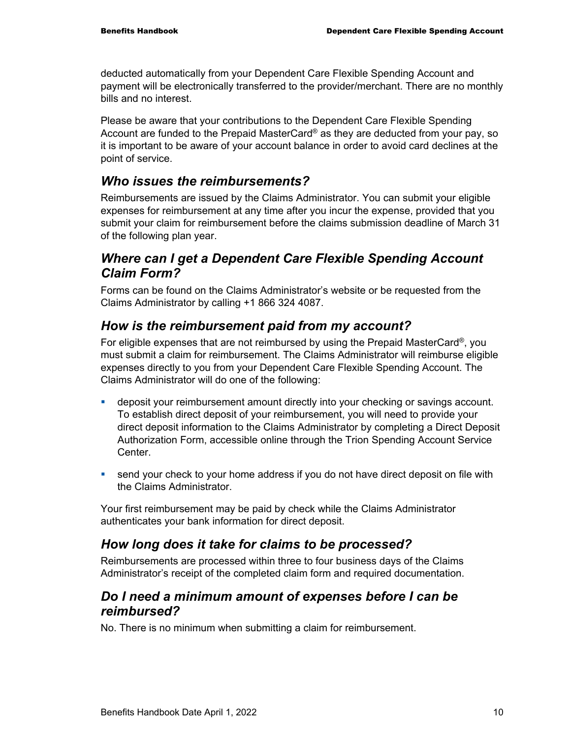deducted automatically from your Dependent Care Flexible Spending Account and payment will be electronically transferred to the provider/merchant. There are no monthly bills and no interest.

Please be aware that your contributions to the Dependent Care Flexible Spending Account are funded to the Prepaid MasterCard® as they are deducted from your pay, so it is important to be aware of your account balance in order to avoid card declines at the point of service.

## *Who issues the reimbursements?*

Reimbursements are issued by the Claims Administrator. You can submit your eligible expenses for reimbursement at any time after you incur the expense, provided that you submit your claim for reimbursement before the claims submission deadline of March 31 of the following plan year.

## *Where can I get a Dependent Care Flexible Spending Account Claim Form?*

Forms can be found on the Claims Administrator's website or be requested from the Claims Administrator by calling +1 866 324 4087.

## *How is the reimbursement paid from my account?*

For eligible expenses that are not reimbursed by using the Prepaid MasterCard®, you must submit a claim for reimbursement. The Claims Administrator will reimburse eligible expenses directly to you from your Dependent Care Flexible Spending Account. The Claims Administrator will do one of the following:

- deposit your reimbursement amount directly into your checking or savings account. To establish direct deposit of your reimbursement, you will need to provide your direct deposit information to the Claims Administrator by completing a Direct Deposit Authorization Form, accessible online through the Trion Spending Account Service Center.
- send your check to your home address if you do not have direct deposit on file with the Claims Administrator.

Your first reimbursement may be paid by check while the Claims Administrator authenticates your bank information for direct deposit.

## *How long does it take for claims to be processed?*

Reimbursements are processed within three to four business days of the Claims Administrator's receipt of the completed claim form and required documentation.

## *Do I need a minimum amount of expenses before I can be reimbursed?*

No. There is no minimum when submitting a claim for reimbursement.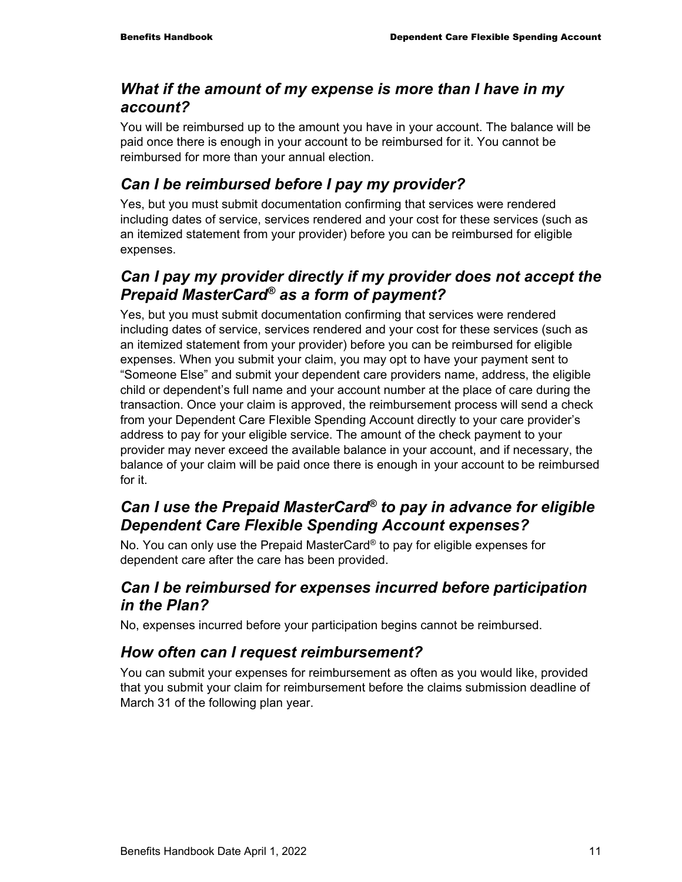### *What if the amount of my expense is more than I have in my account?*

You will be reimbursed up to the amount you have in your account. The balance will be paid once there is enough in your account to be reimbursed for it. You cannot be reimbursed for more than your annual election.

### *Can I be reimbursed before I pay my provider?*

Yes, but you must submit documentation confirming that services were rendered including dates of service, services rendered and your cost for these services (such as an itemized statement from your provider) before you can be reimbursed for eligible expenses.

### *Can I pay my provider directly if my provider does not accept the Prepaid MasterCard® as a form of payment?*

Yes, but you must submit documentation confirming that services were rendered including dates of service, services rendered and your cost for these services (such as an itemized statement from your provider) before you can be reimbursed for eligible expenses. When you submit your claim, you may opt to have your payment sent to "Someone Else" and submit your dependent care providers name, address, the eligible child or dependent's full name and your account number at the place of care during the transaction. Once your claim is approved, the reimbursement process will send a check from your Dependent Care Flexible Spending Account directly to your care provider's address to pay for your eligible service. The amount of the check payment to your provider may never exceed the available balance in your account, and if necessary, the balance of your claim will be paid once there is enough in your account to be reimbursed for it.

### *Can I use the Prepaid MasterCard® to pay in advance for eligible Dependent Care Flexible Spending Account expenses?*

No. You can only use the Prepaid MasterCard® to pay for eligible expenses for dependent care after the care has been provided.

### *Can I be reimbursed for expenses incurred before participation in the Plan?*

No, expenses incurred before your participation begins cannot be reimbursed.

### *How often can I request reimbursement?*

You can submit your expenses for reimbursement as often as you would like, provided that you submit your claim for reimbursement before the claims submission deadline of March 31 of the following plan year.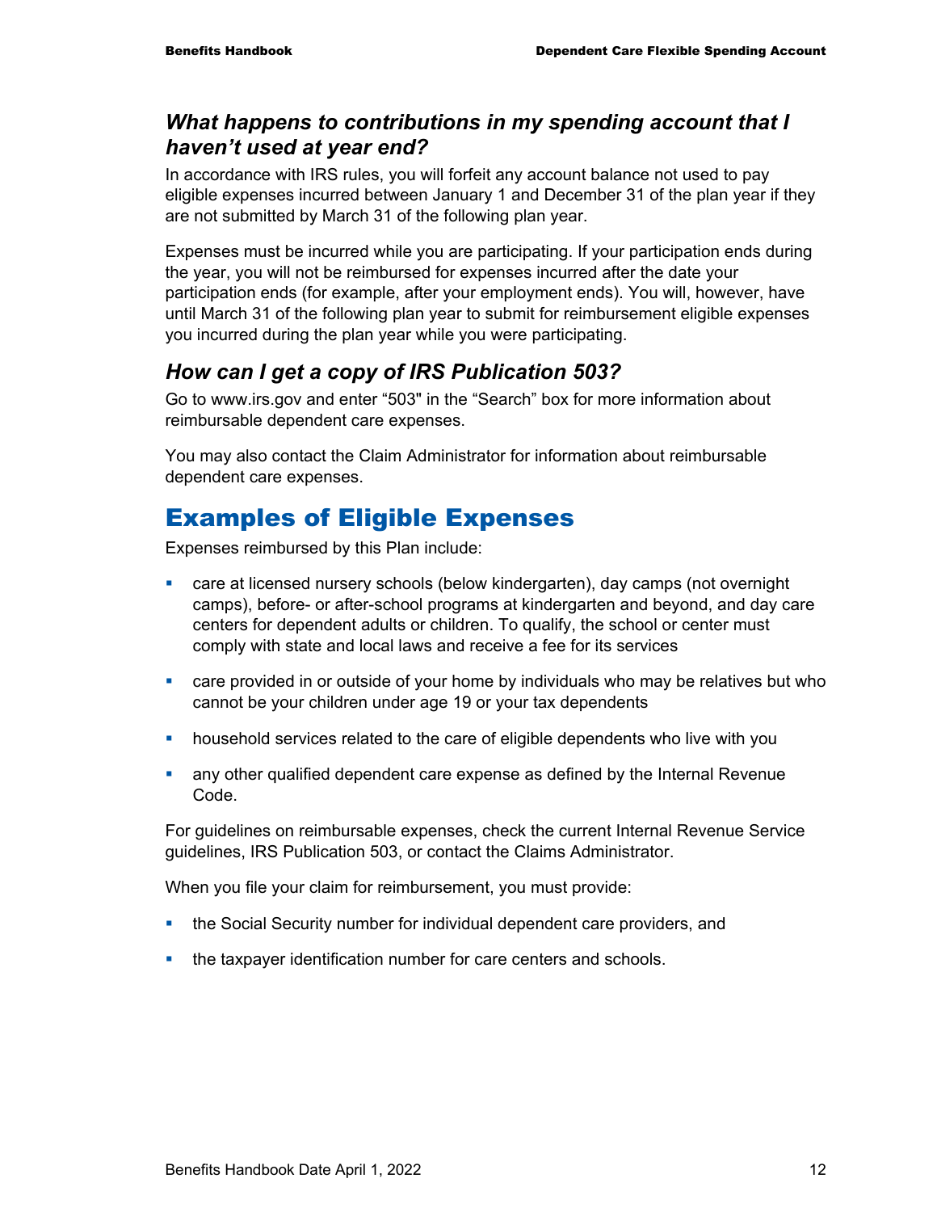### *What happens to contributions in my spending account that I haven't used at year end?*

In accordance with IRS rules, you will forfeit any account balance not used to pay eligible expenses incurred between January 1 and December 31 of the plan year if they are not submitted by March 31 of the following plan year.

Expenses must be incurred while you are participating. If your participation ends during the year, you will not be reimbursed for expenses incurred after the date your participation ends (for example, after your employment ends). You will, however, have until March 31 of the following plan year to submit for reimbursement eligible expenses you incurred during the plan year while you were participating.

### *How can I get a copy of IRS Publication 503?*

Go to www.irs.gov and enter "503" in the "Search" box for more information about reimbursable dependent care expenses.

You may also contact the Claim Administrator for information about reimbursable dependent care expenses.

## Examples of Eligible Expenses

Expenses reimbursed by this Plan include:

- care at licensed nursery schools (below kindergarten), day camps (not overnight camps), before- or after-school programs at kindergarten and beyond, and day care centers for dependent adults or children. To qualify, the school or center must comply with state and local laws and receive a fee for its services
- care provided in or outside of your home by individuals who may be relatives but who cannot be your children under age 19 or your tax dependents
- household services related to the care of eligible dependents who live with you
- any other qualified dependent care expense as defined by the Internal Revenue Code.

For guidelines on reimbursable expenses, check the current Internal Revenue Service guidelines, IRS Publication 503, or contact the Claims Administrator.

When you file your claim for reimbursement, you must provide:

- the Social Security number for individual dependent care providers, and
- the taxpayer identification number for care centers and schools.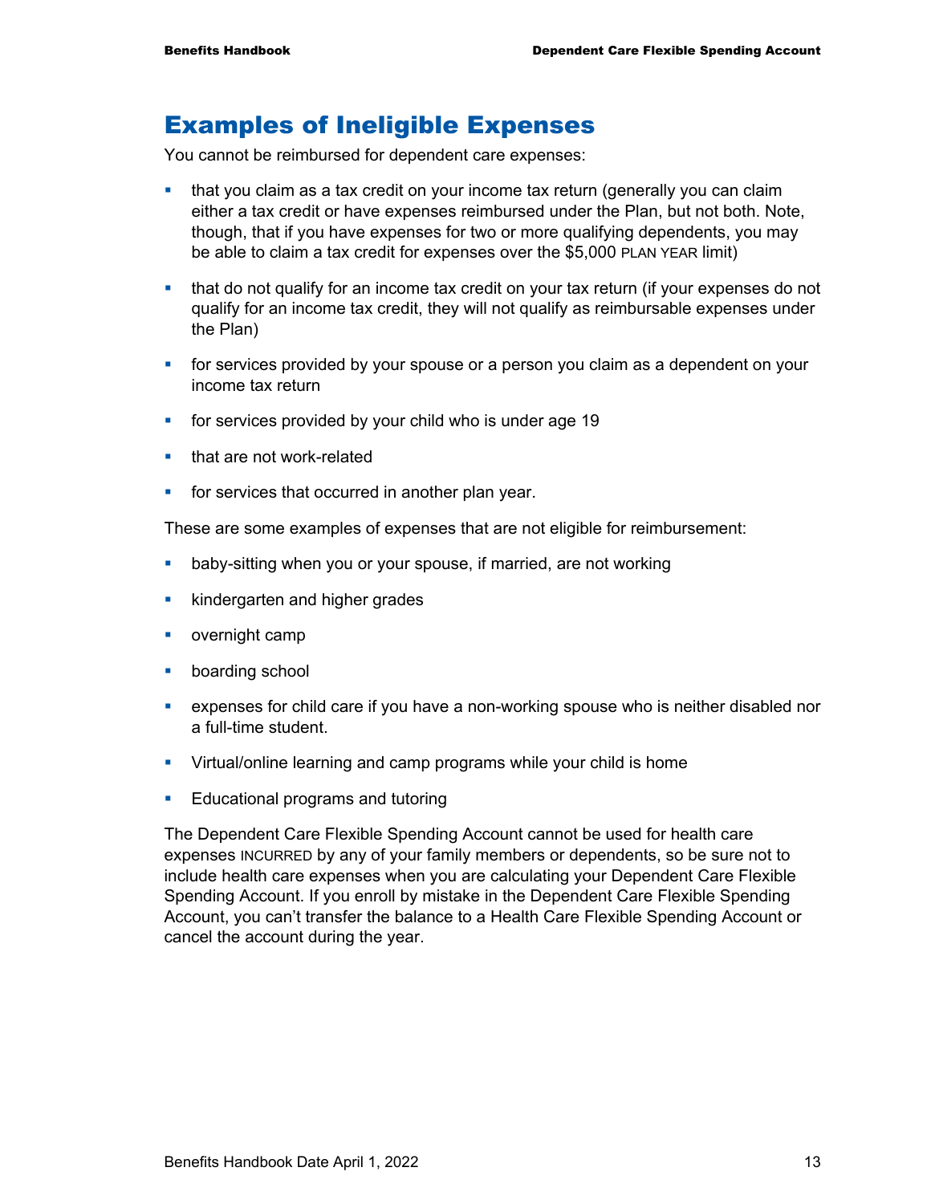## Examples of Ineligible Expenses

You cannot be reimbursed for dependent care expenses:

- that you claim as a tax credit on your income tax return (generally you can claim either a tax credit or have expenses reimbursed under the Plan, but not both. Note, though, that if you have expenses for two or more qualifying dependents, you may be able to claim a tax credit for expenses over the $5,000 PLAN YEAR limit)
- that do not qualify for an income tax credit on your tax return (if your expenses do not qualify for an income tax credit, they will not qualify as reimbursable expenses under the Plan)
- for services provided by your spouse or a person you claim as a dependent on your income tax return
- for services provided by your child who is under age 19
- that are not work-related
- for services that occurred in another plan year.

These are some examples of expenses that are not eligible for reimbursement:

- baby-sitting when you or your spouse, if married, are not working
- kindergarten and higher grades
- overnight camp
- boarding school
- expenses for child care if you have a non-working spouse who is neither disabled nor a full-time student.
- Virtual/online learning and camp programs while your child is home
- Educational programs and tutoring

The Dependent Care Flexible Spending Account cannot be used for health care expenses INCURRED by any of your family members or dependents, so be sure not to include health care expenses when you are calculating your Dependent Care Flexible Spending Account. If you enroll by mistake in the Dependent Care Flexible Spending Account, you can't transfer the balance to a Health Care Flexible Spending Account or cancel the account during the year.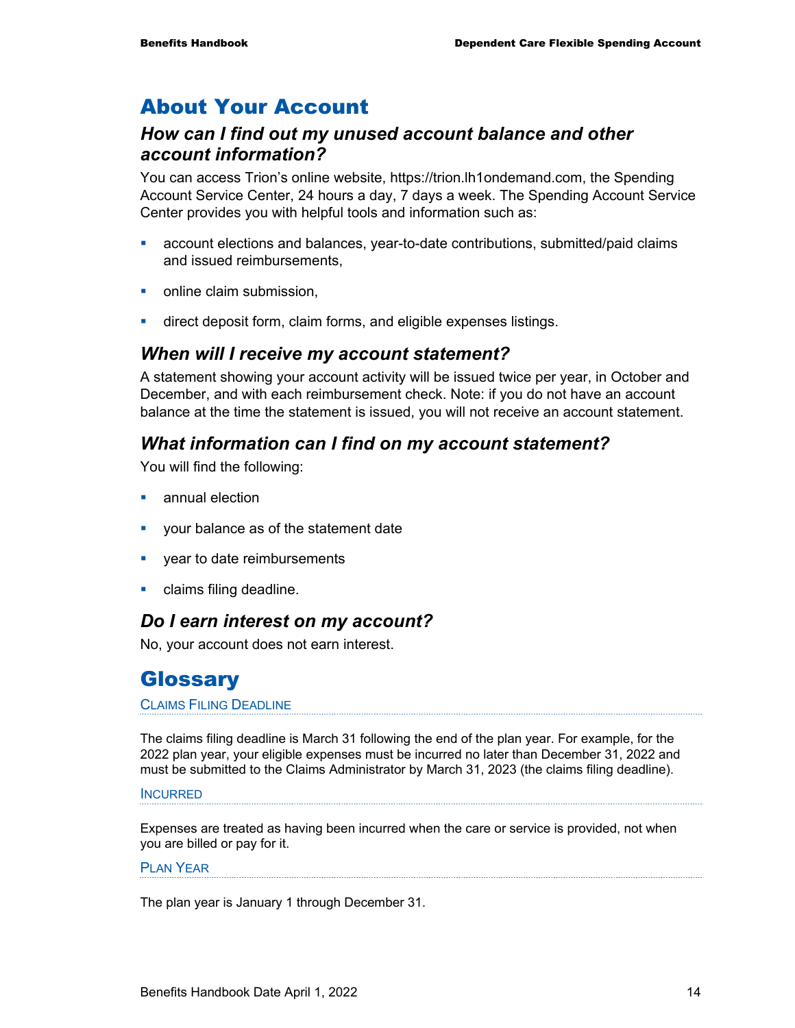# About Your Account

### *How can I find out my unused account balance and other account information?*

You can access Trion's online website, https://trion.lh1ondemand.com, the Spending Account Service Center, 24 hours a day, 7 days a week. The Spending Account Service Center provides you with helpful tools and information such as:

- account elections and balances, year-to-date contributions, submitted/paid claims and issued reimbursements,
- online claim submission,
- direct deposit form, claim forms, and eligible expenses listings.

### *When will I receive my account statement?*

A statement showing your account activity will be issued twice per year, in October and December, and with each reimbursement check. Note: if you do not have an account balance at the time the statement is issued, you will not receive an account statement.

### *What information can I find on my account statement?*

You will find the following:

- annual election
- your balance as of the statement date
- year to date reimbursements
- claims filing deadline.

### *Do I earn interest on my account?*

No, your account does not earn interest.

# Glossary

#### CLAIMS FILING DEADLINE

The claims filing deadline is March 31 following the end of the plan year. For example, for the 2022 plan year, your eligible expenses must be incurred no later than December 31, 2022 and must be submitted to the Claims Administrator by March 31, 2023 (the claims filing deadline).

#### INCURRED

Expenses are treated as having been incurred when the care or service is provided, not when you are billed or pay for it.

#### PLAN YEAR

The plan year is January 1 through December 31.